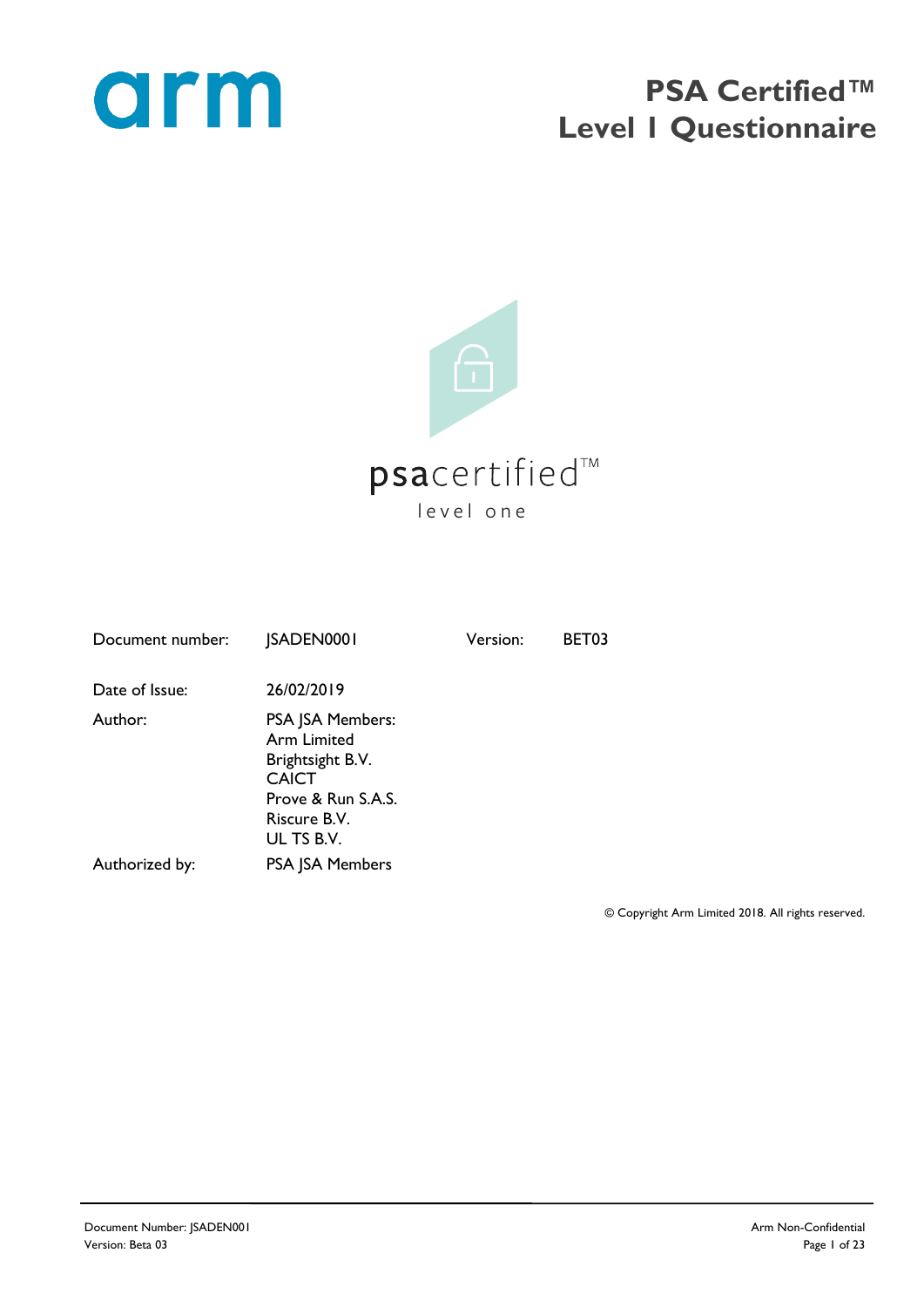# PSA Certified™ Level 1 Questionnaire

psacertified™

level one

| Document number: | JSADEN0001 | Version: | BET03 |
|---|---|---|---|
| Date of Issue: | 26/02/2019 | | |
| Author: | PSA JSA Members:<br>Arm Limited<br>Brightsight B.V.<br>CAICT<br>Prove & Run S.A.S.<br>Riscure B.V.<br>UL TS B.V. | | |
| Authorized by: | PSA JSA Members | | |

© Copyright Arm Limited 2018. All rights reserved.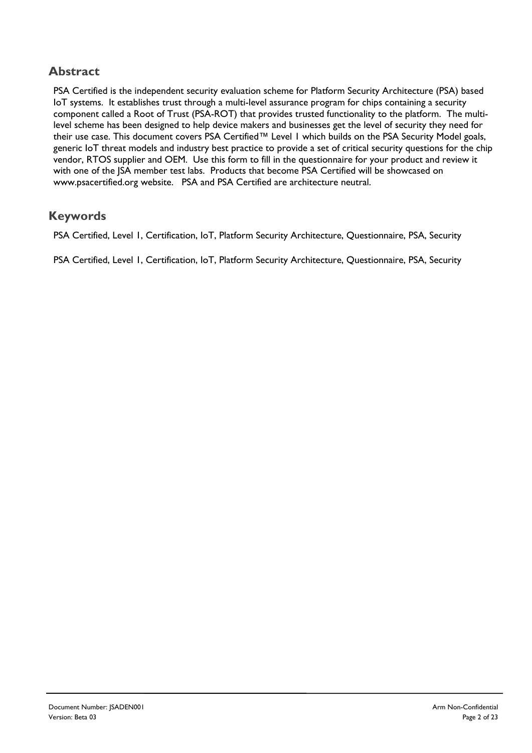## Abstract

PSA Certified is the independent security evaluation scheme for Platform Security Architecture (PSA) based IoT systems. It establishes trust through a multi-level assurance program for chips containing a security component called a Root of Trust (PSA-ROT) that provides trusted functionality to the platform. The multi-level scheme has been designed to help device makers and businesses get the level of security they need for their use case. This document covers PSA Certified™ Level 1 which builds on the PSA Security Model goals, generic IoT threat models and industry best practice to provide a set of critical security questions for the chip vendor, RTOS supplier and OEM. Use this form to fill in the questionnaire for your product and review it with one of the JSA member test labs. Products that become PSA Certified will be showcased on www.psacertified.org website. PSA and PSA Certified are architecture neutral.

## Keywords

PSA Certified, Level 1, Certification, IoT, Platform Security Architecture, Questionnaire, PSA, Security

PSA Certified, Level 1, Certification, IoT, Platform Security Architecture, Questionnaire, PSA, Security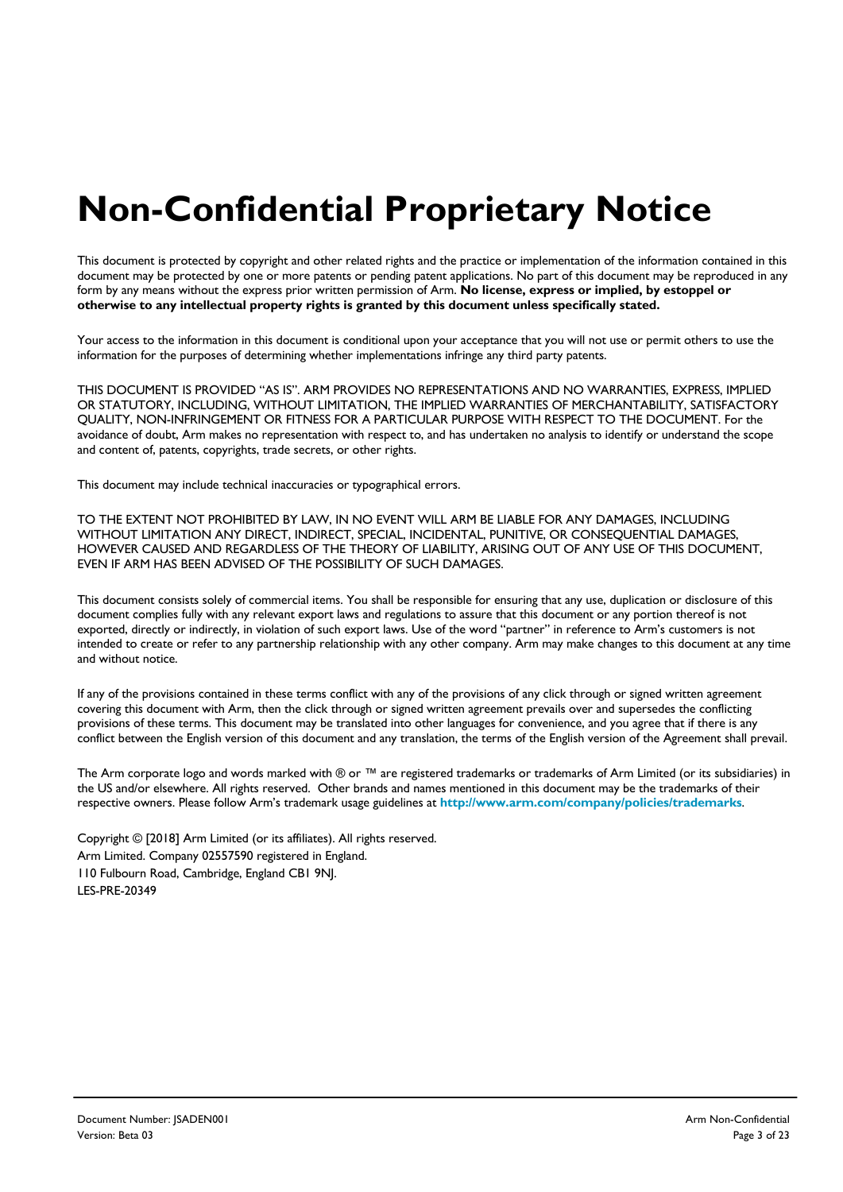# Non-Confidential Proprietary Notice

This document is protected by copyright and other related rights and the practice or implementation of the information contained in this document may be protected by one or more patents or pending patent applications. No part of this document may be reproduced in any form by any means without the express prior written permission of Arm. **No license, express or implied, by estoppel or otherwise to any intellectual property rights is granted by this document unless specifically stated.**

Your access to the information in this document is conditional upon your acceptance that you will not use or permit others to use the information for the purposes of determining whether implementations infringe any third party patents.

THIS DOCUMENT IS PROVIDED "AS IS". ARM PROVIDES NO REPRESENTATIONS AND NO WARRANTIES, EXPRESS, IMPLIED OR STATUTORY, INCLUDING, WITHOUT LIMITATION, THE IMPLIED WARRANTIES OF MERCHANTABILITY, SATISFACTORY QUALITY, NON-INFRINGEMENT OR FITNESS FOR A PARTICULAR PURPOSE WITH RESPECT TO THE DOCUMENT. For the avoidance of doubt, Arm makes no representation with respect to, and has undertaken no analysis to identify or understand the scope and content of, patents, copyrights, trade secrets, or other rights.

This document may include technical inaccuracies or typographical errors.

TO THE EXTENT NOT PROHIBITED BY LAW, IN NO EVENT WILL ARM BE LIABLE FOR ANY DAMAGES, INCLUDING WITHOUT LIMITATION ANY DIRECT, INDIRECT, SPECIAL, INCIDENTAL, PUNITIVE, OR CONSEQUENTIAL DAMAGES, HOWEVER CAUSED AND REGARDLESS OF THE THEORY OF LIABILITY, ARISING OUT OF ANY USE OF THIS DOCUMENT, EVEN IF ARM HAS BEEN ADVISED OF THE POSSIBILITY OF SUCH DAMAGES.

This document consists solely of commercial items. You shall be responsible for ensuring that any use, duplication or disclosure of this document complies fully with any relevant export laws and regulations to assure that this document or any portion thereof is not exported, directly or indirectly, in violation of such export laws. Use of the word "partner" in reference to Arm's customers is not intended to create or refer to any partnership relationship with any other company. Arm may make changes to this document at any time and without notice.

If any of the provisions contained in these terms conflict with any of the provisions of any click through or signed written agreement covering this document with Arm, then the click through or signed written agreement prevails over and supersedes the conflicting provisions of these terms. This document may be translated into other languages for convenience, and you agree that if there is any conflict between the English version of this document and any translation, the terms of the English version of the Agreement shall prevail.

The Arm corporate logo and words marked with ® or ™ are registered trademarks or trademarks of Arm Limited (or its subsidiaries) in the US and/or elsewhere. All rights reserved. Other brands and names mentioned in this document may be the trademarks of their respective owners. Please follow Arm's trademark usage guidelines at **http://www.arm.com/company/policies/trademarks**.

Copyright © [2018] Arm Limited (or its affiliates). All rights reserved.
Arm Limited. Company 02557590 registered in England.
110 Fulbourn Road, Cambridge, England CB1 9NJ.
LES-PRE-20349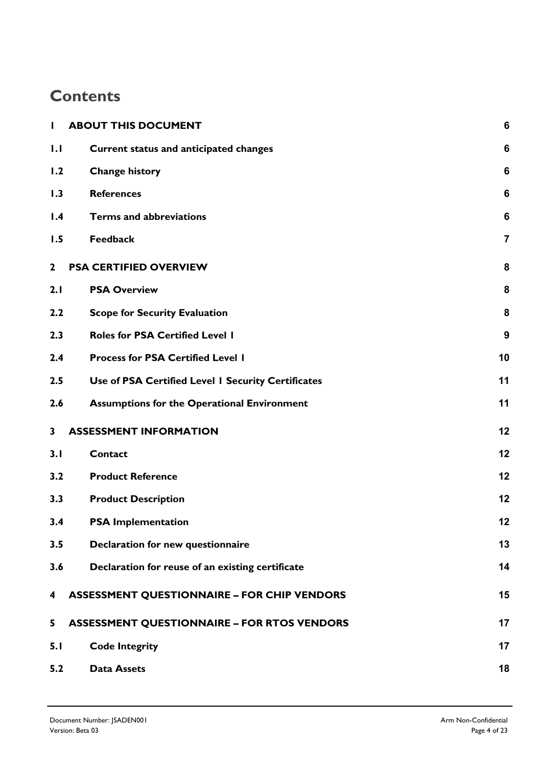# Contents

| | | |
|---|---|---|
| **1** | **ABOUT THIS DOCUMENT** | **6** |
| **1.1** | **Current status and anticipated changes** | **6** |
| **1.2** | **Change history** | **6** |
| **1.3** | **References** | **6** |
| **1.4** | **Terms and abbreviations** | **6** |
| **1.5** | **Feedback** | **7** |
| **2** | **PSA CERTIFIED OVERVIEW** | **8** |
| **2.1** | **PSA Overview** | **8** |
| **2.2** | **Scope for Security Evaluation** | **8** |
| **2.3** | **Roles for PSA Certified Level 1** | **9** |
| **2.4** | **Process for PSA Certified Level 1** | **10** |
| **2.5** | **Use of PSA Certified Level 1 Security Certificates** | **11** |
| **2.6** | **Assumptions for the Operational Environment** | **11** |
| **3** | **ASSESSMENT INFORMATION** | **12** |
| **3.1** | **Contact** | **12** |
| **3.2** | **Product Reference** | **12** |
| **3.3** | **Product Description** | **12** |
| **3.4** | **PSA Implementation** | **12** |
| **3.5** | **Declaration for new questionnaire** | **13** |
| **3.6** | **Declaration for reuse of an existing certificate** | **14** |
| **4** | **ASSESSMENT QUESTIONNAIRE – FOR CHIP VENDORS** | **15** |
| **5** | **ASSESSMENT QUESTIONNAIRE – FOR RTOS VENDORS** | **17** |
| **5.1** | **Code Integrity** | **17** |
| **5.2** | **Data Assets** | **18** |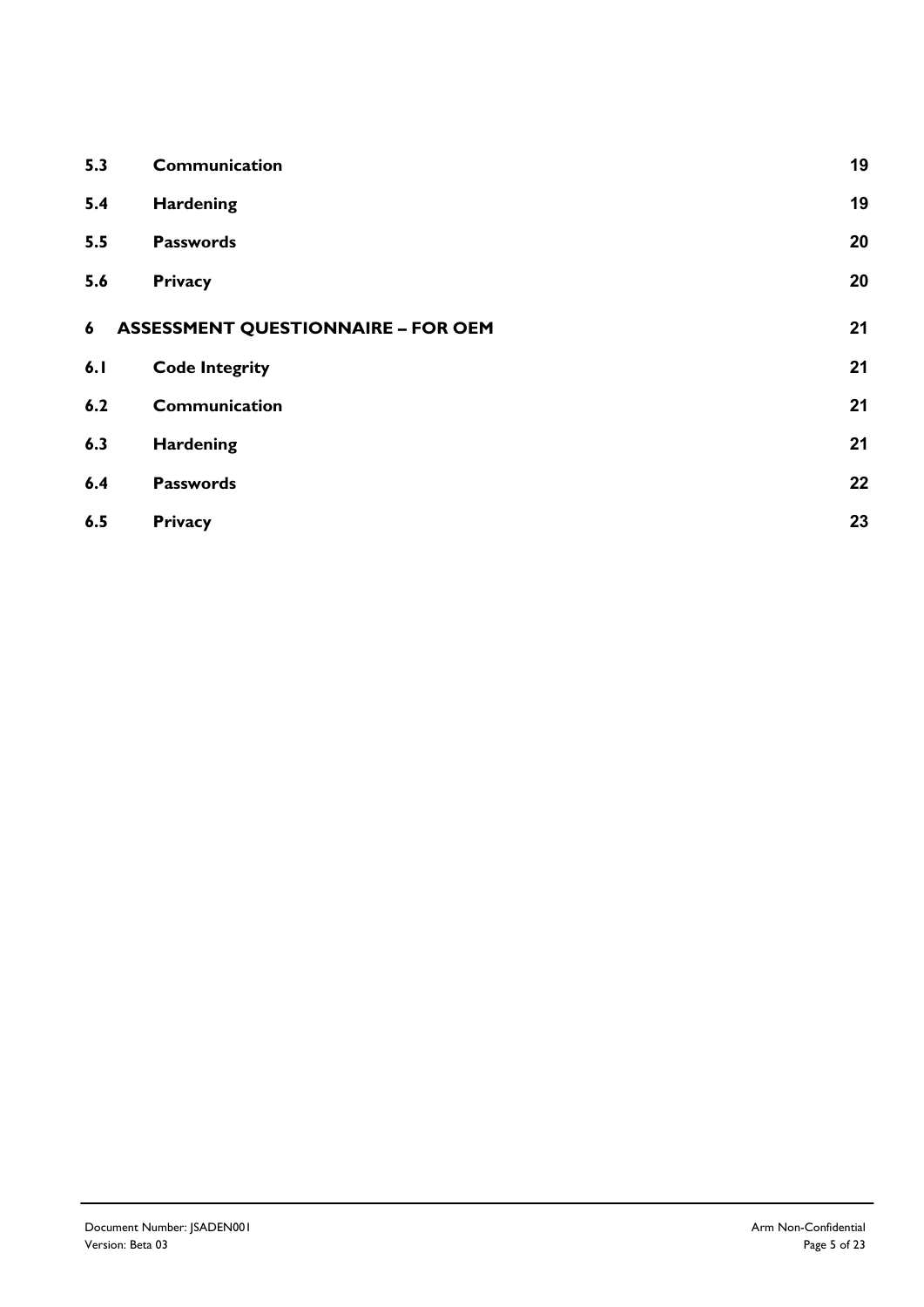| | | |
|---|---|---|
| **5.3** | **Communication** | **19** |
| **5.4** | **Hardening** | **19** |
| **5.5** | **Passwords** | **20** |
| **5.6** | **Privacy** | **20** |
| **6** | **ASSESSMENT QUESTIONNAIRE – FOR OEM** | **21** |
| **6.1** | **Code Integrity** | **21** |
| **6.2** | **Communication** | **21** |
| **6.3** | **Hardening** | **21** |
| **6.4** | **Passwords** | **22** |
| **6.5** | **Privacy** | **23** |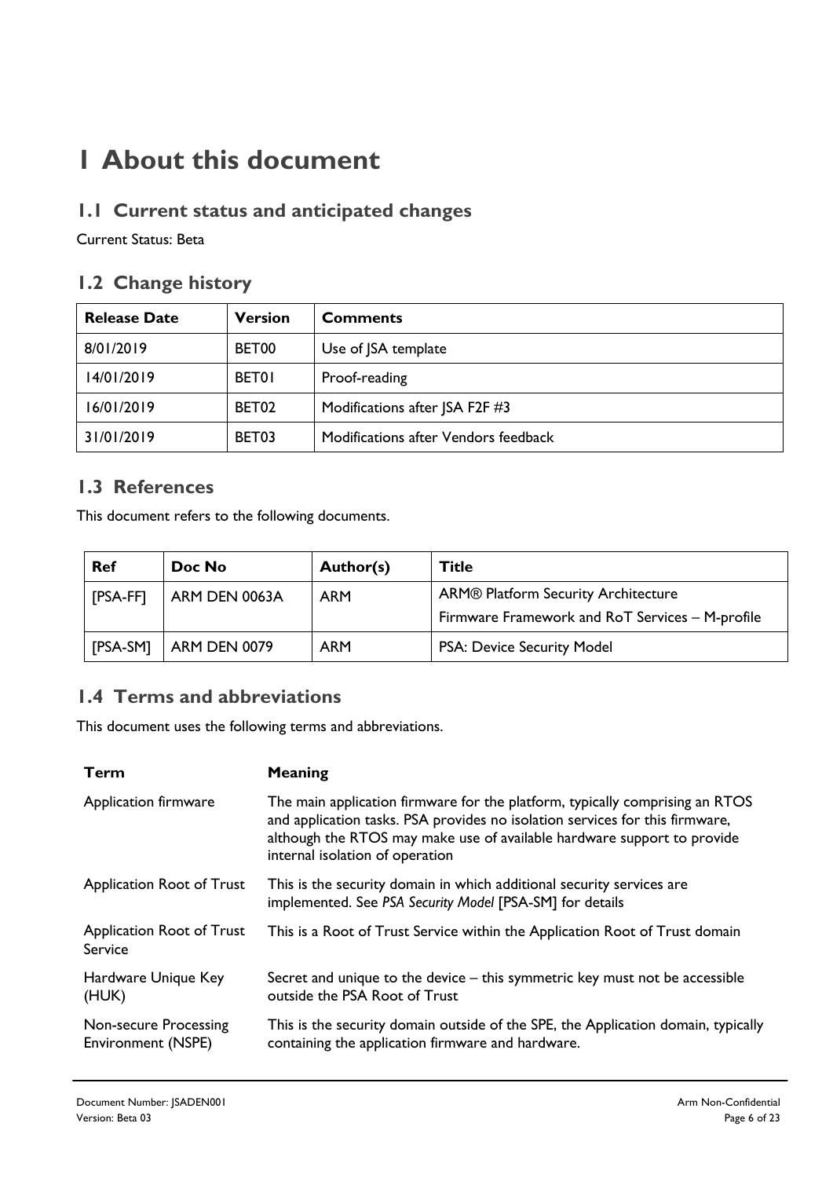# 1 About this document

## 1.1 Current status and anticipated changes

Current Status: Beta

## 1.2 Change history

| Release Date | Version | Comments |
|---|---|---|
| 8/01/2019 | BET00 | Use of JSA template |
| 14/01/2019 | BET01 | Proof-reading |
| 16/01/2019 | BET02 | Modifications after JSA F2F #3 |
| 31/01/2019 | BET03 | Modifications after Vendors feedback |

## 1.3 References

This document refers to the following documents.

| Ref | Doc No | Author(s) | Title |
|---|---|---|---|
| [PSA-FF] | ARM DEN 0063A | ARM | ARM® Platform Security Architecture Firmware Framework and RoT Services – M-profile |
| [PSA-SM] | ARM DEN 0079 | ARM | PSA: Device Security Model |

## 1.4 Terms and abbreviations

This document uses the following terms and abbreviations.

| Term | Meaning |
|---|---|
| Application firmware | The main application firmware for the platform, typically comprising an RTOS and application tasks. PSA provides no isolation services for this firmware, although the RTOS may make use of available hardware support to provide internal isolation of operation |
| Application Root of Trust | This is the security domain in which additional security services are implemented. See *PSA Security Model* [PSA-SM] for details |
| Application Root of Trust Service | This is a Root of Trust Service within the Application Root of Trust domain |
| Hardware Unique Key (HUK) | Secret and unique to the device – this symmetric key must not be accessible outside the PSA Root of Trust |
| Non-secure Processing Environment (NSPE) | This is the security domain outside of the SPE, the Application domain, typically containing the application firmware and hardware. |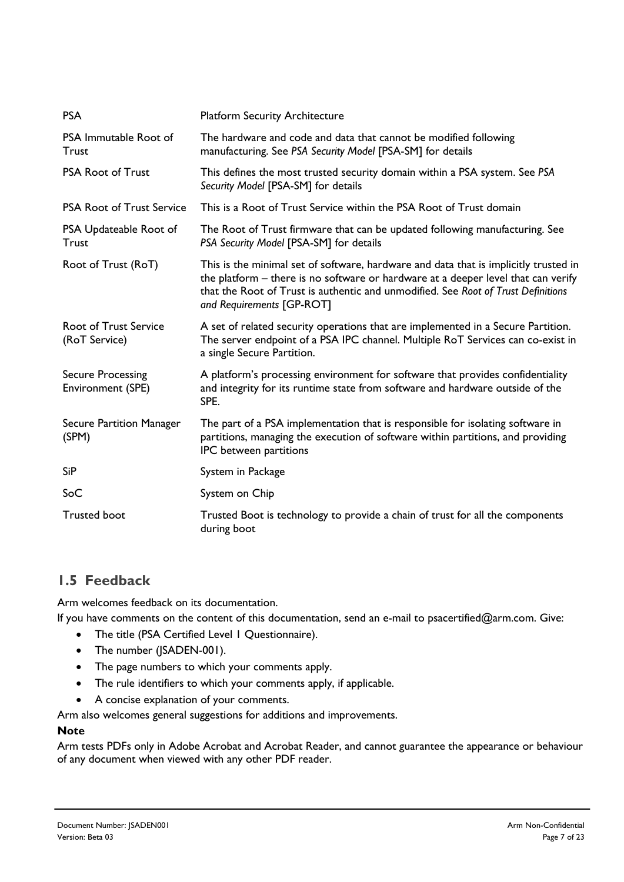| | |
|---|---|
| PSA | Platform Security Architecture |
| PSA Immutable Root of Trust | The hardware and code and data that cannot be modified following manufacturing. See *PSA Security Model* [PSA-SM] for details |
| PSA Root of Trust | This defines the most trusted security domain within a PSA system. See *PSA Security Model* [PSA-SM] for details |
| PSA Root of Trust Service | This is a Root of Trust Service within the PSA Root of Trust domain |
| PSA Updateable Root of Trust | The Root of Trust firmware that can be updated following manufacturing. See *PSA Security Model* [PSA-SM] for details |
| Root of Trust (RoT) | This is the minimal set of software, hardware and data that is implicitly trusted in the platform – there is no software or hardware at a deeper level that can verify that the Root of Trust is authentic and unmodified. See *Root of Trust Definitions and Requirements* [GP-ROT] |
| Root of Trust Service (RoT Service) | A set of related security operations that are implemented in a Secure Partition. The server endpoint of a PSA IPC channel. Multiple RoT Services can co-exist in a single Secure Partition. |
| Secure Processing Environment (SPE) | A platform's processing environment for software that provides confidentiality and integrity for its runtime state from software and hardware outside of the SPE. |
| Secure Partition Manager (SPM) | The part of a PSA implementation that is responsible for isolating software in partitions, managing the execution of software within partitions, and providing IPC between partitions |
| SiP | System in Package |
| SoC | System on Chip |
| Trusted boot | Trusted Boot is technology to provide a chain of trust for all the components during boot |

## 1.5 Feedback

Arm welcomes feedback on its documentation.

If you have comments on the content of this documentation, send an e-mail to psacertified@arm.com. Give:

- The title (PSA Certified Level 1 Questionnaire).
- The number (JSADEN-001).
- The page numbers to which your comments apply.
- The rule identifiers to which your comments apply, if applicable.
- A concise explanation of your comments.

Arm also welcomes general suggestions for additions and improvements.

**Note**

Arm tests PDFs only in Adobe Acrobat and Acrobat Reader, and cannot guarantee the appearance or behaviour of any document when viewed with any other PDF reader.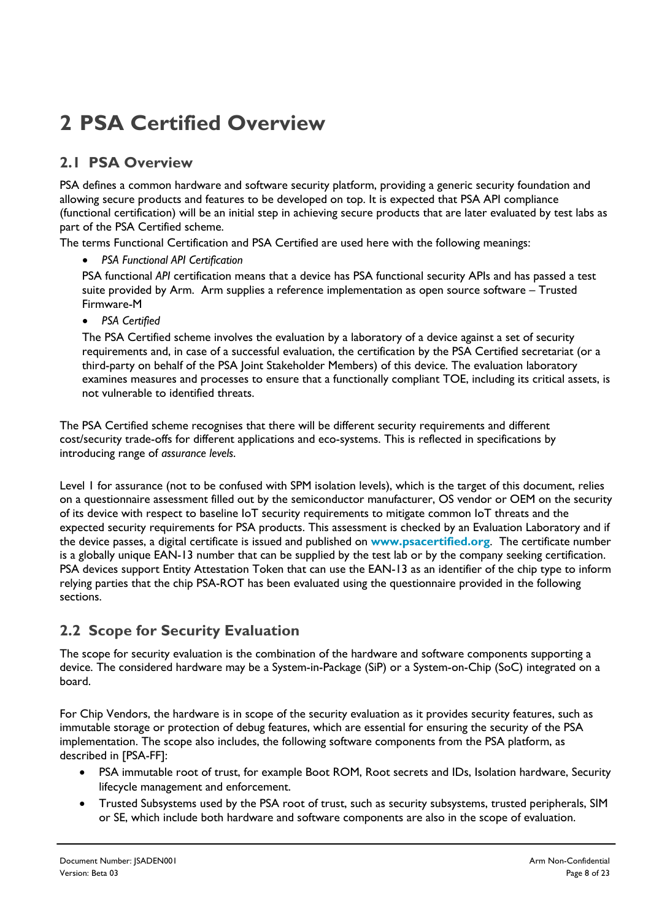# 2 PSA Certified Overview

## 2.1 PSA Overview

PSA defines a common hardware and software security platform, providing a generic security foundation and allowing secure products and features to be developed on top. It is expected that PSA API compliance (functional certification) will be an initial step in achieving secure products that are later evaluated by test labs as part of the PSA Certified scheme.

The terms Functional Certification and PSA Certified are used here with the following meanings:

- *PSA Functional API Certification*

  PSA functional *API* certification means that a device has PSA functional security APIs and has passed a test suite provided by Arm. Arm supplies a reference implementation as open source software – Trusted Firmware-M

- *PSA Certified*

  The PSA Certified scheme involves the evaluation by a laboratory of a device against a set of security requirements and, in case of a successful evaluation, the certification by the PSA Certified secretariat (or a third-party on behalf of the PSA Joint Stakeholder Members) of this device. The evaluation laboratory examines measures and processes to ensure that a functionally compliant TOE, including its critical assets, is not vulnerable to identified threats.

The PSA Certified scheme recognises that there will be different security requirements and different cost/security trade-offs for different applications and eco-systems. This is reflected in specifications by introducing range of *assurance levels*.

Level 1 for assurance (not to be confused with SPM isolation levels), which is the target of this document, relies on a questionnaire assessment filled out by the semiconductor manufacturer, OS vendor or OEM on the security of its device with respect to baseline IoT security requirements to mitigate common IoT threats and the expected security requirements for PSA products. This assessment is checked by an Evaluation Laboratory and if the device passes, a digital certificate is issued and published on **www.psacertified.org**. The certificate number is a globally unique EAN-13 number that can be supplied by the test lab or by the company seeking certification. PSA devices support Entity Attestation Token that can use the EAN-13 as an identifier of the chip type to inform relying parties that the chip PSA-ROT has been evaluated using the questionnaire provided in the following sections.

## 2.2 Scope for Security Evaluation

The scope for security evaluation is the combination of the hardware and software components supporting a device. The considered hardware may be a System-in-Package (SiP) or a System-on-Chip (SoC) integrated on a board.

For Chip Vendors, the hardware is in scope of the security evaluation as it provides security features, such as immutable storage or protection of debug features, which are essential for ensuring the security of the PSA implementation. The scope also includes, the following software components from the PSA platform, as described in [PSA-FF]:

- PSA immutable root of trust, for example Boot ROM, Root secrets and IDs, Isolation hardware, Security lifecycle management and enforcement.
- Trusted Subsystems used by the PSA root of trust, such as security subsystems, trusted peripherals, SIM or SE, which include both hardware and software components are also in the scope of evaluation.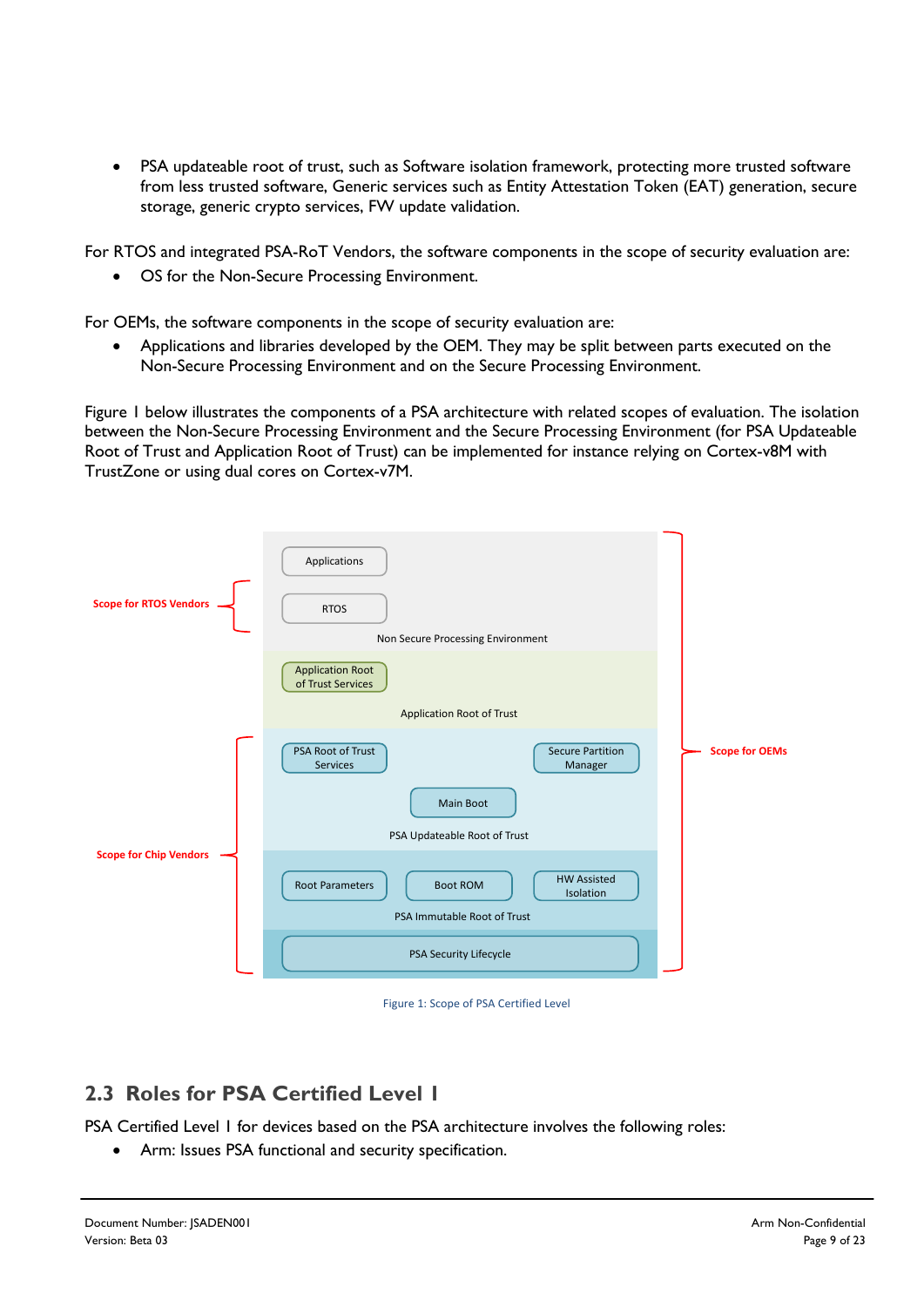- PSA updateable root of trust, such as Software isolation framework, protecting more trusted software from less trusted software, Generic services such as Entity Attestation Token (EAT) generation, secure storage, generic crypto services, FW update validation.

For RTOS and integrated PSA-RoT Vendors, the software components in the scope of security evaluation are:

- OS for the Non-Secure Processing Environment.

For OEMs, the software components in the scope of security evaluation are:

- Applications and libraries developed by the OEM. They may be split between parts executed on the Non-Secure Processing Environment and on the Secure Processing Environment.

Figure 1 below illustrates the components of a PSA architecture with related scopes of evaluation. The isolation between the Non-Secure Processing Environment and the Secure Processing Environment (for PSA Updateable Root of Trust and Application Root of Trust) can be implemented for instance relying on Cortex-v8M with TrustZone or using dual cores on Cortex-v7M.

Figure 1: Scope of PSA Certified Level

## 2.3 Roles for PSA Certified Level 1

PSA Certified Level 1 for devices based on the PSA architecture involves the following roles:

- Arm: Issues PSA functional and security specification.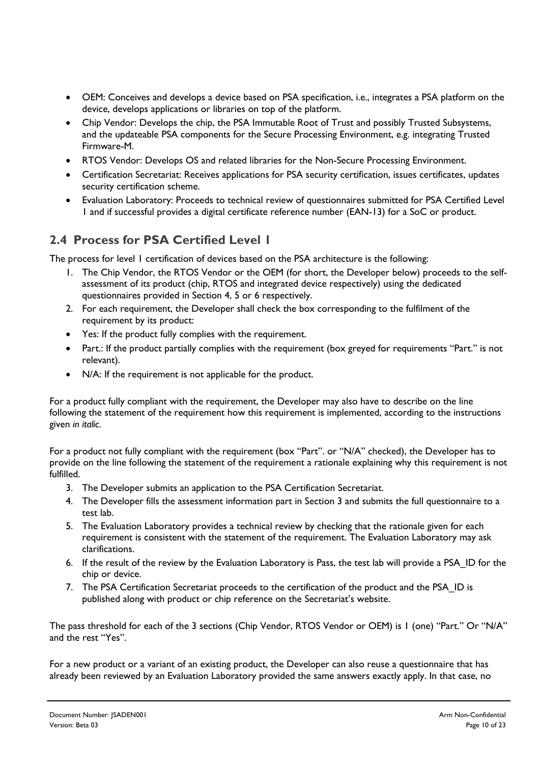- OEM: Conceives and develops a device based on PSA specification, i.e., integrates a PSA platform on the device, develops applications or libraries on top of the platform.
- Chip Vendor: Develops the chip, the PSA Immutable Root of Trust and possibly Trusted Subsystems, and the updateable PSA components for the Secure Processing Environment, e.g. integrating Trusted Firmware-M.
- RTOS Vendor: Develops OS and related libraries for the Non-Secure Processing Environment.
- Certification Secretariat: Receives applications for PSA security certification, issues certificates, updates security certification scheme.
- Evaluation Laboratory: Proceeds to technical review of questionnaires submitted for PSA Certified Level 1 and if successful provides a digital certificate reference number (EAN-13) for a SoC or product.

## 2.4 Process for PSA Certified Level 1

The process for level 1 certification of devices based on the PSA architecture is the following:

1. The Chip Vendor, the RTOS Vendor or the OEM (for short, the Developer below) proceeds to the self-assessment of its product (chip, RTOS and integrated device respectively) using the dedicated questionnaires provided in Section 4, 5 or 6 respectively.
2. For each requirement, the Developer shall check the box corresponding to the fulfilment of the requirement by its product:

- Yes: If the product fully complies with the requirement.
- Part.: If the product partially complies with the requirement (box greyed for requirements "Part." is not relevant).
- N/A: If the requirement is not applicable for the product.

For a product fully compliant with the requirement, the Developer may also have to describe on the line following the statement of the requirement how this requirement is implemented, according to the instructions given *in italic*.

For a product not fully compliant with the requirement (box "Part". or "N/A" checked), the Developer has to provide on the line following the statement of the requirement a rationale explaining why this requirement is not fulfilled.

3. The Developer submits an application to the PSA Certification Secretariat.
4. The Developer fills the assessment information part in Section 3 and submits the full questionnaire to a test lab.
5. The Evaluation Laboratory provides a technical review by checking that the rationale given for each requirement is consistent with the statement of the requirement. The Evaluation Laboratory may ask clarifications.
6. If the result of the review by the Evaluation Laboratory is Pass, the test lab will provide a PSA_ID for the chip or device.
7. The PSA Certification Secretariat proceeds to the certification of the product and the PSA_ID is published along with product or chip reference on the Secretariat's website.

The pass threshold for each of the 3 sections (Chip Vendor, RTOS Vendor or OEM) is 1 (one) "Part." Or "N/A" and the rest "Yes".

For a new product or a variant of an existing product, the Developer can also reuse a questionnaire that has already been reviewed by an Evaluation Laboratory provided the same answers exactly apply. In that case, no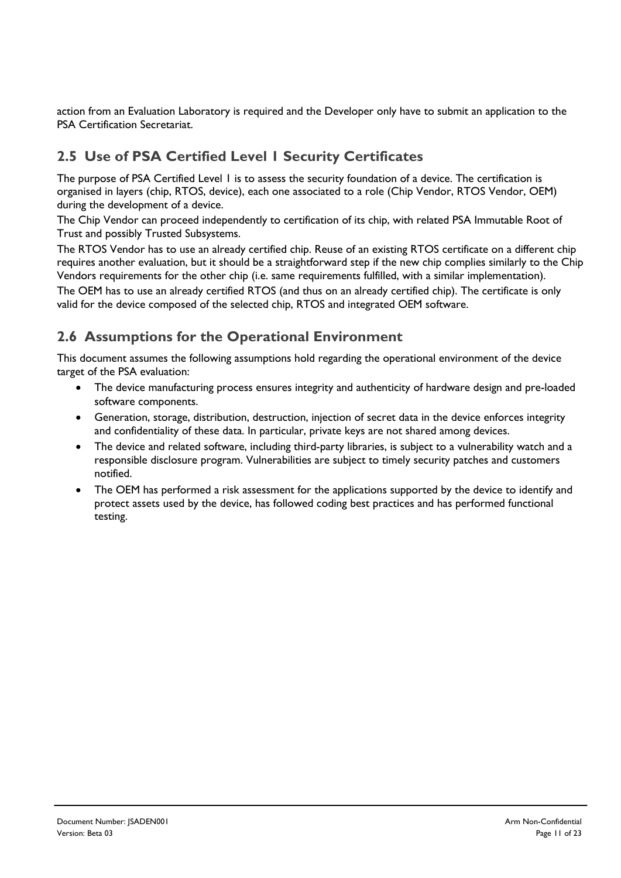action from an Evaluation Laboratory is required and the Developer only have to submit an application to the PSA Certification Secretariat.

## 2.5 Use of PSA Certified Level 1 Security Certificates

The purpose of PSA Certified Level 1 is to assess the security foundation of a device. The certification is organised in layers (chip, RTOS, device), each one associated to a role (Chip Vendor, RTOS Vendor, OEM) during the development of a device.

The Chip Vendor can proceed independently to certification of its chip, with related PSA Immutable Root of Trust and possibly Trusted Subsystems.

The RTOS Vendor has to use an already certified chip. Reuse of an existing RTOS certificate on a different chip requires another evaluation, but it should be a straightforward step if the new chip complies similarly to the Chip Vendors requirements for the other chip (i.e. same requirements fulfilled, with a similar implementation).

The OEM has to use an already certified RTOS (and thus on an already certified chip). The certificate is only valid for the device composed of the selected chip, RTOS and integrated OEM software.

## 2.6 Assumptions for the Operational Environment

This document assumes the following assumptions hold regarding the operational environment of the device target of the PSA evaluation:

- The device manufacturing process ensures integrity and authenticity of hardware design and pre-loaded software components.
- Generation, storage, distribution, destruction, injection of secret data in the device enforces integrity and confidentiality of these data. In particular, private keys are not shared among devices.
- The device and related software, including third-party libraries, is subject to a vulnerability watch and a responsible disclosure program. Vulnerabilities are subject to timely security patches and customers notified.
- The OEM has performed a risk assessment for the applications supported by the device to identify and protect assets used by the device, has followed coding best practices and has performed functional testing.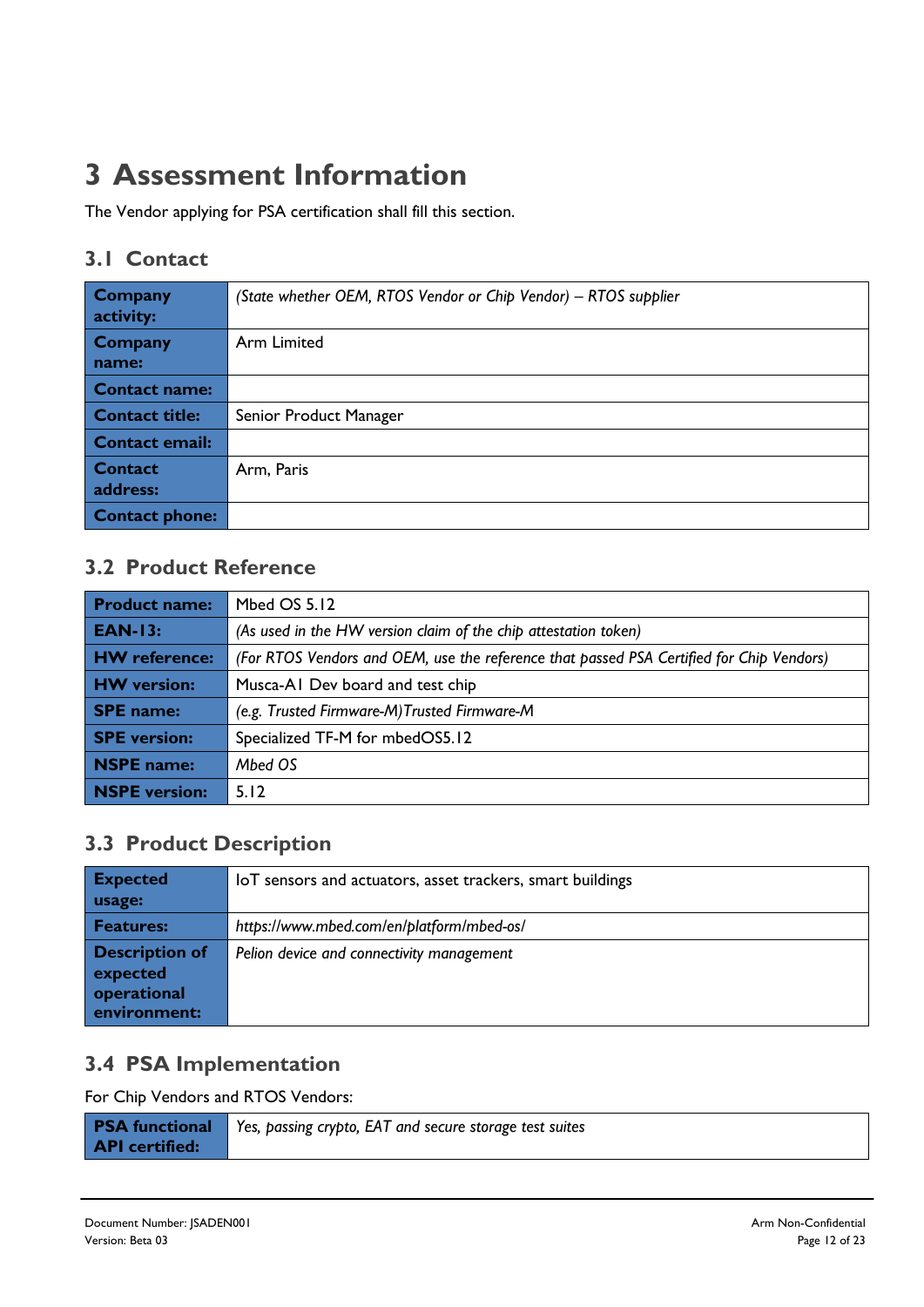# 3 Assessment Information

The Vendor applying for PSA certification shall fill this section.

## 3.1 Contact

| | |
|---|---|
| **Company activity:** | *(State whether OEM, RTOS Vendor or Chip Vendor)* – *RTOS supplier* |
| **Company name:** | Arm Limited |
| **Contact name:** | |
| **Contact title:** | Senior Product Manager |
| **Contact email:** | |
| **Contact address:** | Arm, Paris |
| **Contact phone:** | |

## 3.2 Product Reference

| | |
|---|---|
| **Product name:** | Mbed OS 5.12 |
| **EAN-13:** | *(As used in the HW version claim of the chip attestation token)* |
| **HW reference:** | *(For RTOS Vendors and OEM, use the reference that passed PSA Certified for Chip Vendors)* |
| **HW version:** | Musca-A1 Dev board and test chip |
| **SPE name:** | *(e.g. Trusted Firmware-M)Trusted Firmware-M* |
| **SPE version:** | Specialized TF-M for mbedOS5.12 |
| **NSPE name:** | *Mbed OS* |
| **NSPE version:** | 5.12 |

## 3.3 Product Description

| | |
|---|---|
| **Expected usage:** | IoT sensors and actuators, asset trackers, smart buildings |
| **Features:** | *https://www.mbed.com/en/platform/mbed-os/* |
| **Description of expected operational environment:** | *Pelion device and connectivity management* |

## 3.4 PSA Implementation

For Chip Vendors and RTOS Vendors:

| | |
|---|---|
| **PSA functional API certified:** | *Yes, passing crypto, EAT and secure storage test suites* |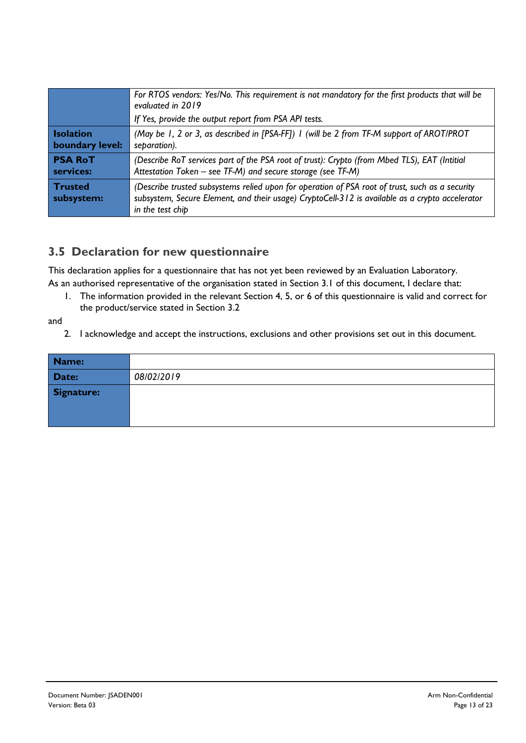|  |  |
|---|---|
|  | *For RTOS vendors: Yes/No. This requirement is not mandatory for the first products that will be evaluated in 2019*<br>*If Yes, provide the output report from PSA API tests.* |
| **Isolation boundary level:** | *(May be 1, 2 or 3, as described in [PSA-FF]) 1 (will be 2 from TF-M support of AROT/PROT separation).* |
| **PSA RoT services:** | *(Describe RoT services part of the PSA root of trust): Crypto (from Mbed TLS), EAT (Intitial Attestation Token – see TF-M) and secure storage (see TF-M)* |
| **Trusted subsystem:** | *(Describe trusted subsystems relied upon for operation of PSA root of trust, such as a security subsystem, Secure Element, and their usage) CryptoCell-312 is available as a crypto accelerator in the test chip* |

## 3.5 Declaration for new questionnaire

This declaration applies for a questionnaire that has not yet been reviewed by an Evaluation Laboratory.

As an authorised representative of the organisation stated in Section 3.1 of this document, I declare that:

1. The information provided in the relevant Section 4, 5, or 6 of this questionnaire is valid and correct for the product/service stated in Section 3.2

and

2. I acknowledge and accept the instructions, exclusions and other provisions set out in this document.

|  |  |
|---|---|
| **Name:** |  |
| **Date:** | *08/02/2019* |
| **Signature:** |  |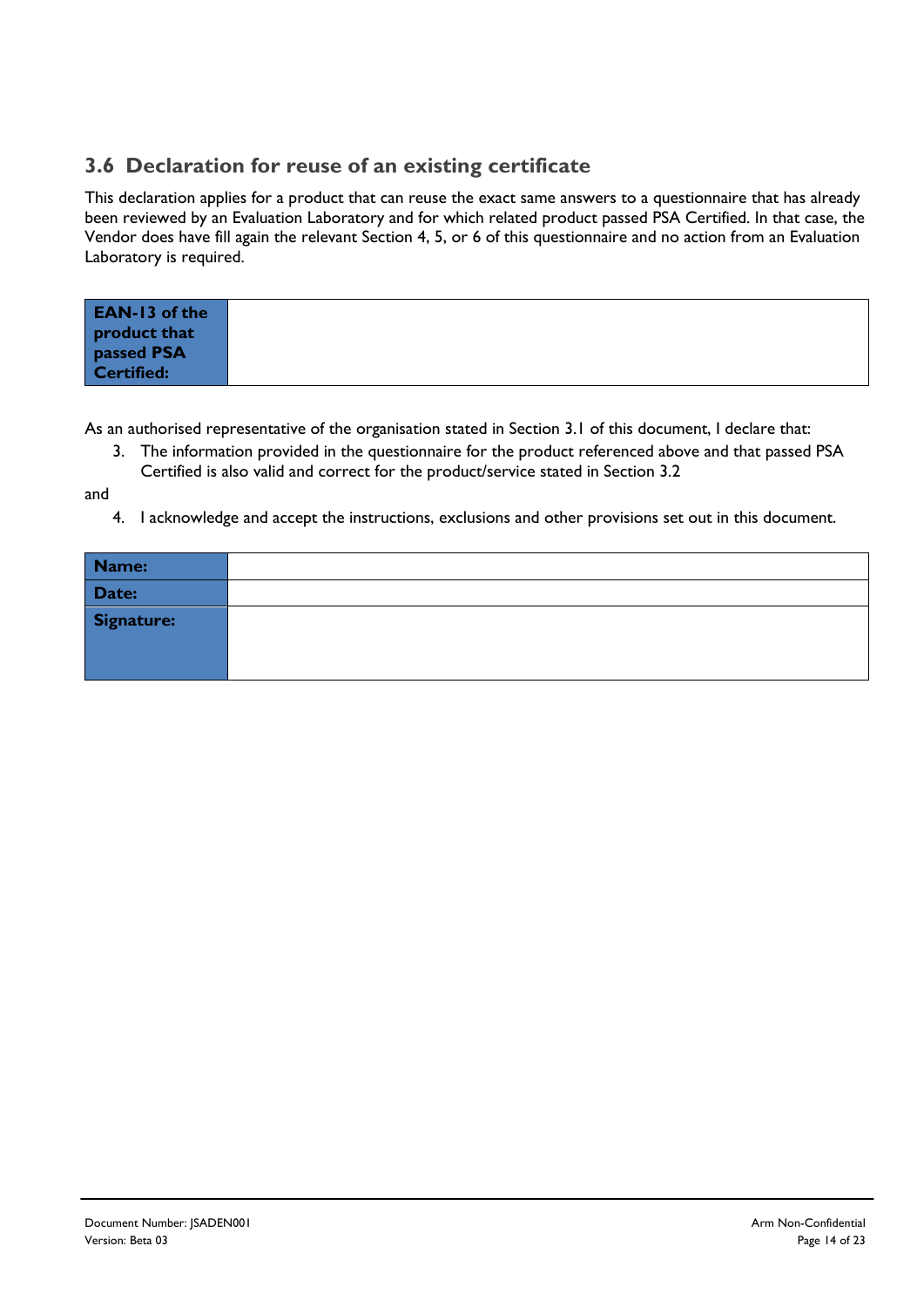## 3.6 Declaration for reuse of an existing certificate

This declaration applies for a product that can reuse the exact same answers to a questionnaire that has already been reviewed by an Evaluation Laboratory and for which related product passed PSA Certified. In that case, the Vendor does have fill again the relevant Section 4, 5, or 6 of this questionnaire and no action from an Evaluation Laboratory is required.

| **EAN-13 of the product that passed PSA Certified:** | |
|---|---|

As an authorised representative of the organisation stated in Section 3.1 of this document, I declare that:

3. The information provided in the questionnaire for the product referenced above and that passed PSA Certified is also valid and correct for the product/service stated in Section 3.2

and

4. I acknowledge and accept the instructions, exclusions and other provisions set out in this document.

| **Name:** | |
|---|---|
| **Date:** | |
| **Signature:** | |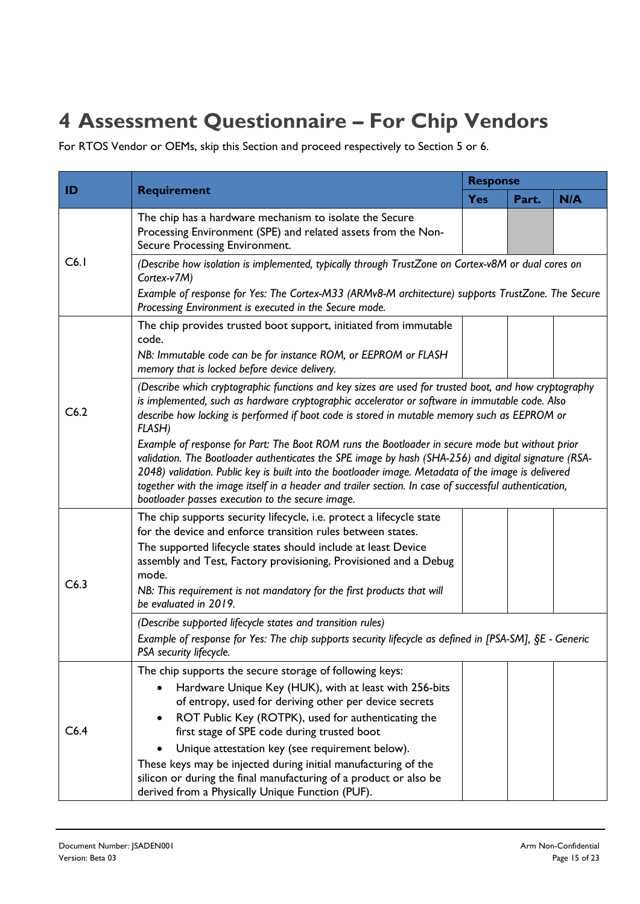# 4 Assessment Questionnaire – For Chip Vendors

For RTOS Vendor or OEMs, skip this Section and proceed respectively to Section 5 or 6.

| ID | Requirement | Response | | |
|---|---|---|---|---|
| | | Yes | Part. | N/A |
| C6.1 | The chip has a hardware mechanism to isolate the Secure Processing Environment (SPE) and related assets from the Non-Secure Processing Environment. | | | |
| | *(Describe how isolation is implemented, typically through TrustZone on Cortex-v8M or dual cores on Cortex-v7M)*<br>*Example of response for Yes: The Cortex-M33 (ARMv8-M architecture) supports TrustZone. The Secure Processing Environment is executed in the Secure mode.* | | | |
| C6.2 | The chip provides trusted boot support, initiated from immutable code.<br>*NB: Immutable code can be for instance ROM, or EEPROM or FLASH memory that is locked before device delivery.* | | | |
| | *(Describe which cryptographic functions and key sizes are used for trusted boot, and how cryptography is implemented, such as hardware cryptographic accelerator or software in immutable code. Also describe how locking is performed if boot code is stored in mutable memory such as EEPROM or FLASH)*<br>*Example of response for Part: The Boot ROM runs the Bootloader in secure mode but without prior validation. The Bootloader authenticates the SPE image by hash (SHA-256) and digital signature (RSA-2048) validation. Public key is built into the bootloader image. Metadata of the image is delivered together with the image itself in a header and trailer section. In case of successful authentication, bootloader passes execution to the secure image.* | | | |
| C6.3 | The chip supports security lifecycle, i.e. protect a lifecycle state for the device and enforce transition rules between states.<br>The supported lifecycle states should include at least Device assembly and Test, Factory provisioning, Provisioned and a Debug mode.<br>*NB: This requirement is not mandatory for the first products that will be evaluated in 2019.* | | | |
| | *(Describe supported lifecycle states and transition rules)*<br>*Example of response for Yes: The chip supports security lifecycle as defined in [PSA-SM], §E - Generic PSA security lifecycle.* | | | |
| C6.4 | The chip supports the secure storage of following keys:<br>• Hardware Unique Key (HUK), with at least with 256-bits of entropy, used for deriving other per device secrets<br>• ROT Public Key (ROTPK), used for authenticating the first stage of SPE code during trusted boot<br>• Unique attestation key (see requirement below).<br>These keys may be injected during initial manufacturing of the silicon or during the final manufacturing of a product or also be derived from a Physically Unique Function (PUF). | | | |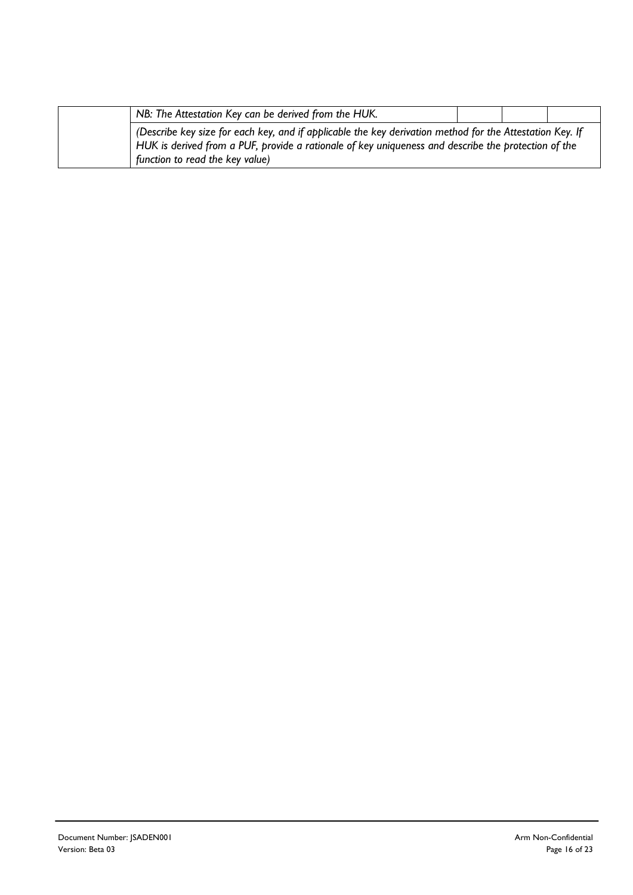|  | NB: The Attestation Key can be derived from the HUK. |  |  |  |
| --- | --- | --- | --- | --- |
|  | *(Describe key size for each key, and if applicable the key derivation method for the Attestation Key. If HUK is derived from a PUF, provide a rationale of key uniqueness and describe the protection of the function to read the key value)* |  |  |  |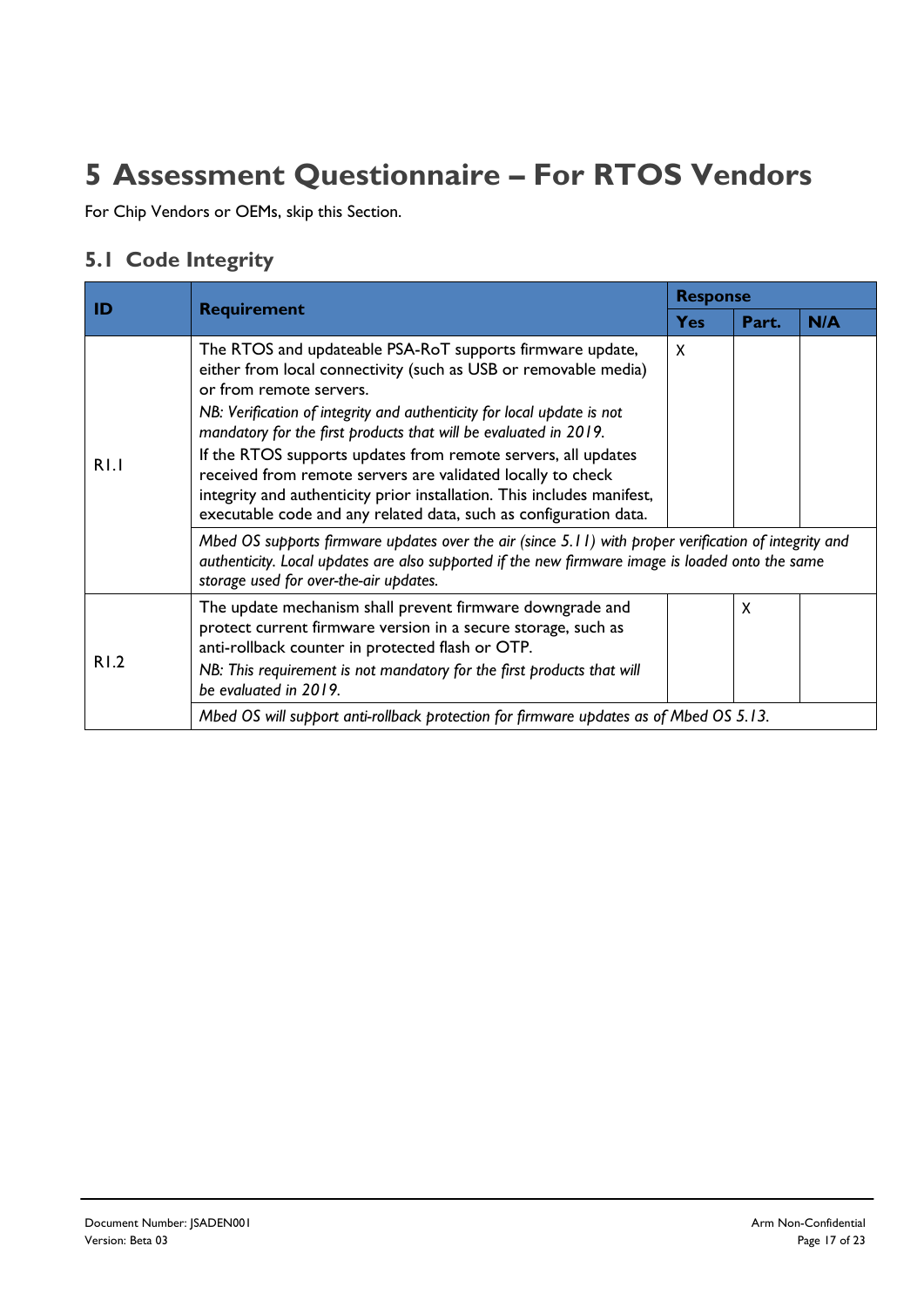# 5 Assessment Questionnaire – For RTOS Vendors

For Chip Vendors or OEMs, skip this Section.

## 5.1 Code Integrity

| ID | Requirement | Response | | |
|---|---|---|---|---|
| | | Yes | Part. | N/A |
| R1.1 | The RTOS and updateable PSA-RoT supports firmware update, either from local connectivity (such as USB or removable media) or from remote servers.<br>*NB: Verification of integrity and authenticity for local update is not mandatory for the first products that will be evaluated in 2019.*<br>If the RTOS supports updates from remote servers, all updates received from remote servers are validated locally to check integrity and authenticity prior installation. This includes manifest, executable code and any related data, such as configuration data. | X | | |
| | *Mbed OS supports firmware updates over the air (since 5.11) with proper verification of integrity and authenticity. Local updates are also supported if the new firmware image is loaded onto the same storage used for over-the-air updates.* | | | |
| R1.2 | The update mechanism shall prevent firmware downgrade and protect current firmware version in a secure storage, such as anti-rollback counter in protected flash or OTP.<br>*NB: This requirement is not mandatory for the first products that will be evaluated in 2019.* | | X | |
| | *Mbed OS will support anti-rollback protection for firmware updates as of Mbed OS 5.13.* | | | |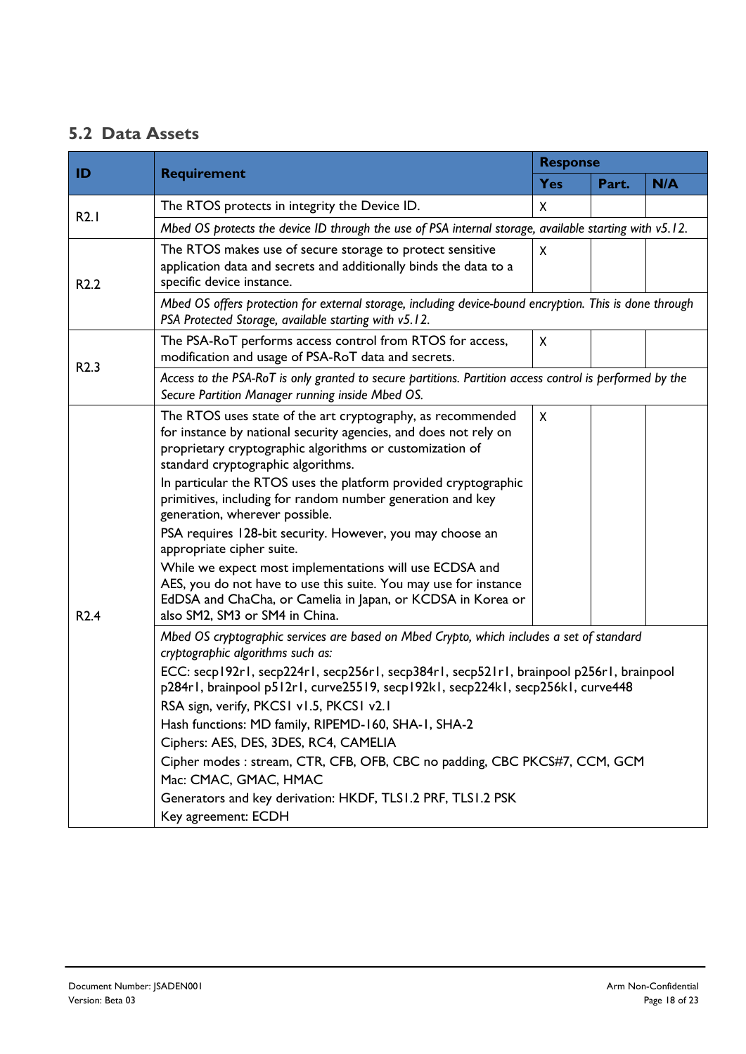## 5.2 Data Assets

| ID | Requirement | Response | | |
|---|---|---|---|---|
| | | Yes | Part. | N/A |
| R2.1 | The RTOS protects in integrity the Device ID. | X | | |
| | *Mbed OS protects the device ID through the use of PSA internal storage, available starting with v5.12.* | | | |
| R2.2 | The RTOS makes use of secure storage to protect sensitive application data and secrets and additionally binds the data to a specific device instance. | X | | |
| | *Mbed OS offers protection for external storage, including device-bound encryption. This is done through PSA Protected Storage, available starting with v5.12.* | | | |
| R2.3 | The PSA-RoT performs access control from RTOS for access, modification and usage of PSA-RoT data and secrets. | X | | |
| | *Access to the PSA-RoT is only granted to secure partitions. Partition access control is performed by the Secure Partition Manager running inside Mbed OS.* | | | |
| R2.4 | The RTOS uses state of the art cryptography, as recommended for instance by national security agencies, and does not rely on proprietary cryptographic algorithms or customization of standard cryptographic algorithms.<br>In particular the RTOS uses the platform provided cryptographic primitives, including for random number generation and key generation, wherever possible.<br>PSA requires 128-bit security. However, you may choose an appropriate cipher suite.<br>While we expect most implementations will use ECDSA and AES, you do not have to use this suite. You may use for instance EdDSA and ChaCha, or Camelia in Japan, or KCDSA in Korea or also SM2, SM3 or SM4 in China. | X | | |
| | *Mbed OS cryptographic services are based on Mbed Crypto, which includes a set of standard cryptographic algorithms such as:*<br>ECC: secp192r1, secp224r1, secp256r1, secp384r1, secp521r1, brainpool p256r1, brainpool p284r1, brainpool p512r1, curve25519, secp192k1, secp224k1, secp256k1, curve448<br>RSA sign, verify, PKCS1 v1.5, PKCS1 v2.1<br>Hash functions: MD family, RIPEMD-160, SHA-1, SHA-2<br>Ciphers: AES, DES, 3DES, RC4, CAMELIA<br>Cipher modes : stream, CTR, CFB, OFB, CBC no padding, CBC PKCS#7, CCM, GCM<br>Mac: CMAC, GMAC, HMAC<br>Generators and key derivation: HKDF, TLS1.2 PRF, TLS1.2 PSK<br>Key agreement: ECDH | | | |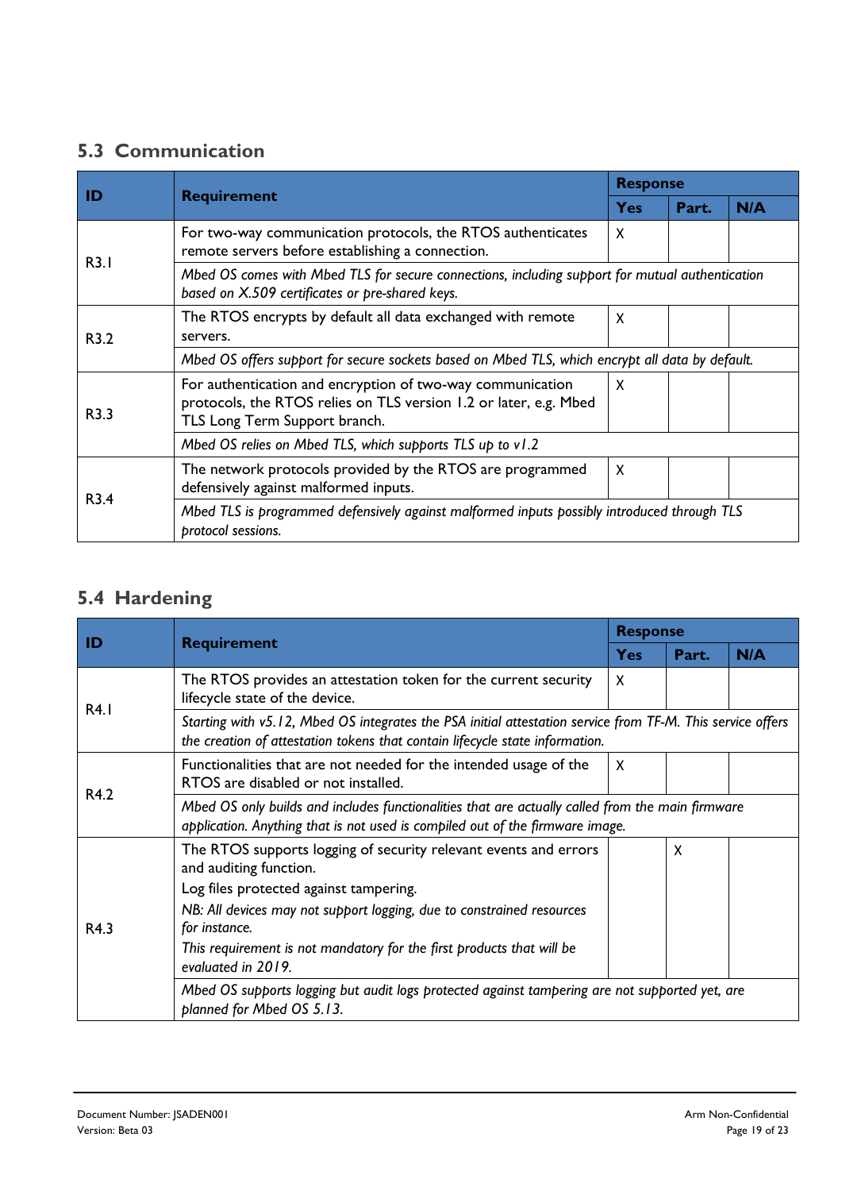## 5.3 Communication

| ID | Requirement | Response | | |
|---|---|---|---|---|
| | | Yes | Part. | N/A |
| R3.1 | For two-way communication protocols, the RTOS authenticates remote servers before establishing a connection. | X | | |
| | *Mbed OS comes with Mbed TLS for secure connections, including support for mutual authentication based on X.509 certificates or pre-shared keys.* | | | |
| R3.2 | The RTOS encrypts by default all data exchanged with remote servers. | X | | |
| | *Mbed OS offers support for secure sockets based on Mbed TLS, which encrypt all data by default.* | | | |
| R3.3 | For authentication and encryption of two-way communication protocols, the RTOS relies on TLS version 1.2 or later, e.g. Mbed TLS Long Term Support branch. | X | | |
| | *Mbed OS relies on Mbed TLS, which supports TLS up to v1.2* | | | |
| R3.4 | The network protocols provided by the RTOS are programmed defensively against malformed inputs. | X | | |
| | *Mbed TLS is programmed defensively against malformed inputs possibly introduced through TLS protocol sessions.* | | | |

## 5.4 Hardening

| ID | Requirement | Response | | |
|---|---|---|---|---|
| | | Yes | Part. | N/A |
| R4.1 | The RTOS provides an attestation token for the current security lifecycle state of the device. | X | | |
| | *Starting with v5.12, Mbed OS integrates the PSA initial attestation service from TF-M. This service offers the creation of attestation tokens that contain lifecycle state information.* | | | |
| R4.2 | Functionalities that are not needed for the intended usage of the RTOS are disabled or not installed. | X | | |
| | *Mbed OS only builds and includes functionalities that are actually called from the main firmware application. Anything that is not used is compiled out of the firmware image.* | | | |
| R4.3 | The RTOS supports logging of security relevant events and errors and auditing function.<br>Log files protected against tampering.<br>*NB: All devices may not support logging, due to constrained resources for instance.*<br>*This requirement is not mandatory for the first products that will be evaluated in 2019.* | | X | |
| | *Mbed OS supports logging but audit logs protected against tampering are not supported yet, are planned for Mbed OS 5.13.* | | | |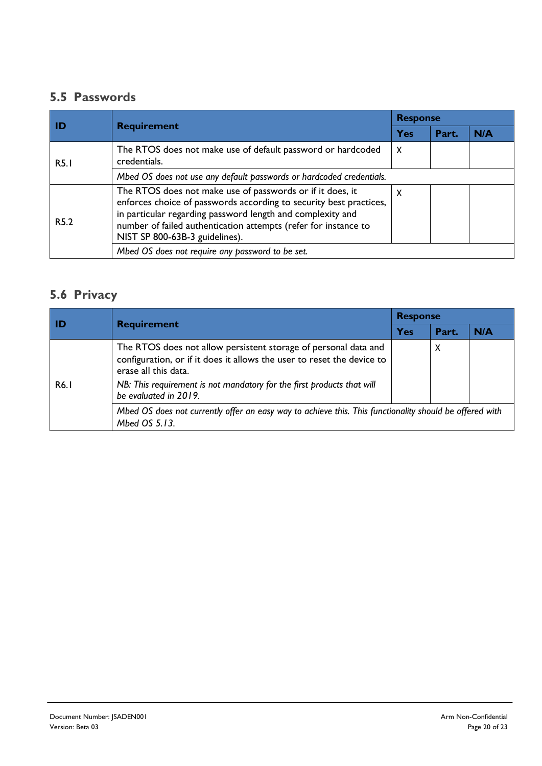## 5.5 Passwords

| ID | Requirement | Response | | |
|---|---|---|---|---|
| | | Yes | Part. | N/A |
| R5.1 | The RTOS does not make use of default password or hardcoded credentials. | X | | |
| | *Mbed OS does not use any default passwords or hardcoded credentials.* | | | |
| R5.2 | The RTOS does not make use of passwords or if it does, it enforces choice of passwords according to security best practices, in particular regarding password length and complexity and number of failed authentication attempts (refer for instance to NIST SP 800-63B-3 guidelines). | X | | |
| | *Mbed OS does not require any password to be set.* | | | |

## 5.6 Privacy

| ID | Requirement | Response | | |
|---|---|---|---|---|
| | | Yes | Part. | N/A |
| R6.1 | The RTOS does not allow persistent storage of personal data and configuration, or if it does it allows the user to reset the device to erase all this data.<br>*NB: This requirement is not mandatory for the first products that will be evaluated in 2019.* | | X | |
| | *Mbed OS does not currently offer an easy way to achieve this. This functionality should be offered with Mbed OS 5.13.* | | | |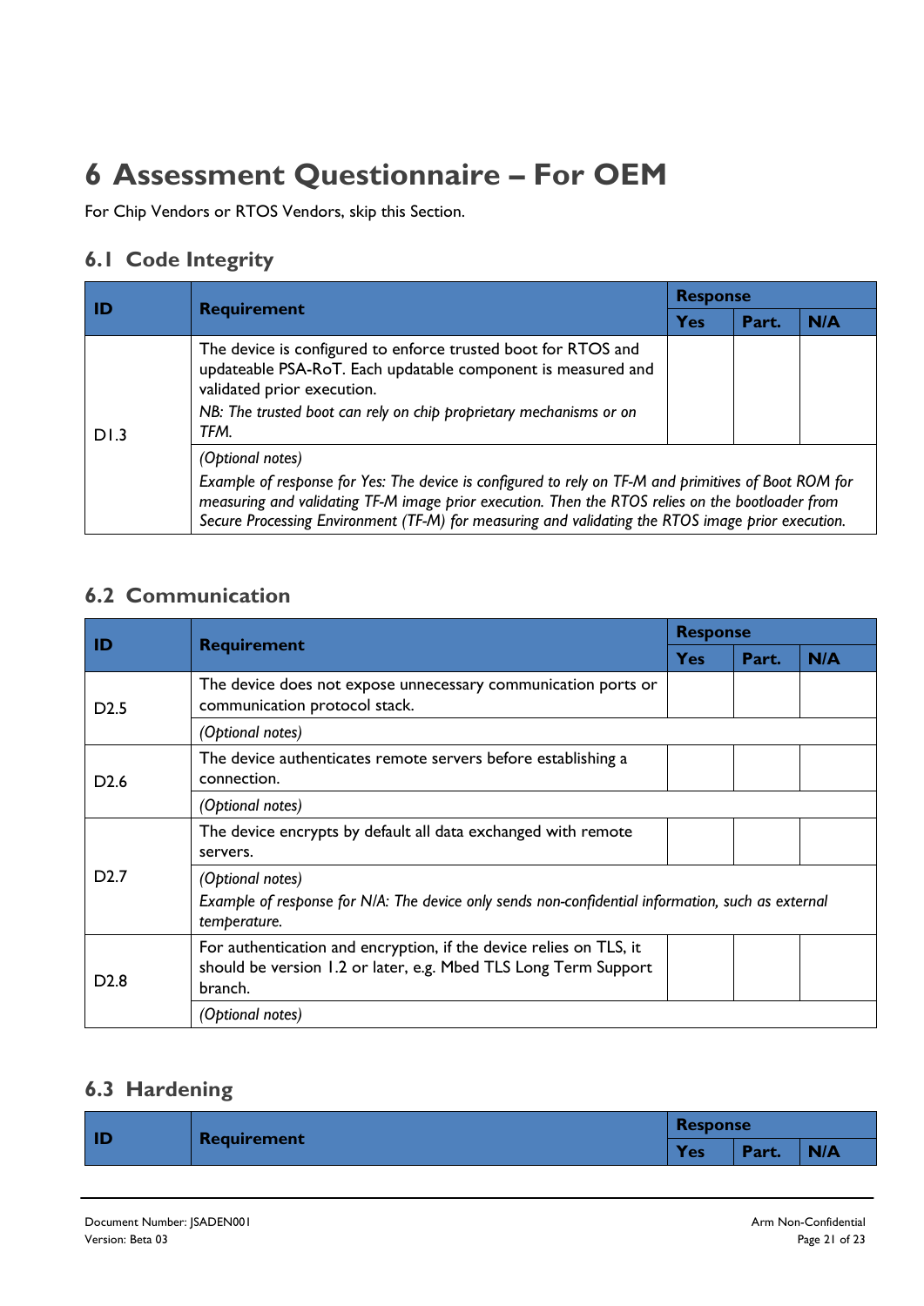# 6 Assessment Questionnaire – For OEM

For Chip Vendors or RTOS Vendors, skip this Section.

## 6.1 Code Integrity

| ID | Requirement | Response | | |
|---|---|---|---|---|
| | | Yes | Part. | N/A |
| D1.3 | The device is configured to enforce trusted boot for RTOS and updateable PSA-RoT. Each updatable component is measured and validated prior execution.<br>*NB: The trusted boot can rely on chip proprietary mechanisms or on TFM.* | | | |
| | *(Optional notes)*<br>*Example of response for Yes: The device is configured to rely on TF-M and primitives of Boot ROM for measuring and validating TF-M image prior execution. Then the RTOS relies on the bootloader from Secure Processing Environment (TF-M) for measuring and validating the RTOS image prior execution.* | | | |

## 6.2 Communication

| ID | Requirement | Response | | |
|---|---|---|---|---|
| | | Yes | Part. | N/A |
| D2.5 | The device does not expose unnecessary communication ports or communication protocol stack. | | | |
| | *(Optional notes)* | | | |
| D2.6 | The device authenticates remote servers before establishing a connection. | | | |
| | *(Optional notes)* | | | |
| D2.7 | The device encrypts by default all data exchanged with remote servers. | | | |
| | *(Optional notes)*<br>*Example of response for N/A: The device only sends non-confidential information, such as external temperature.* | | | |
| D2.8 | For authentication and encryption, if the device relies on TLS, it should be version 1.2 or later, e.g. Mbed TLS Long Term Support branch. | | | |
| | *(Optional notes)* | | | |

## 6.3 Hardening

| ID | Requirement | Response | | |
|---|---|---|---|---|
| | | Yes | Part. | N/A |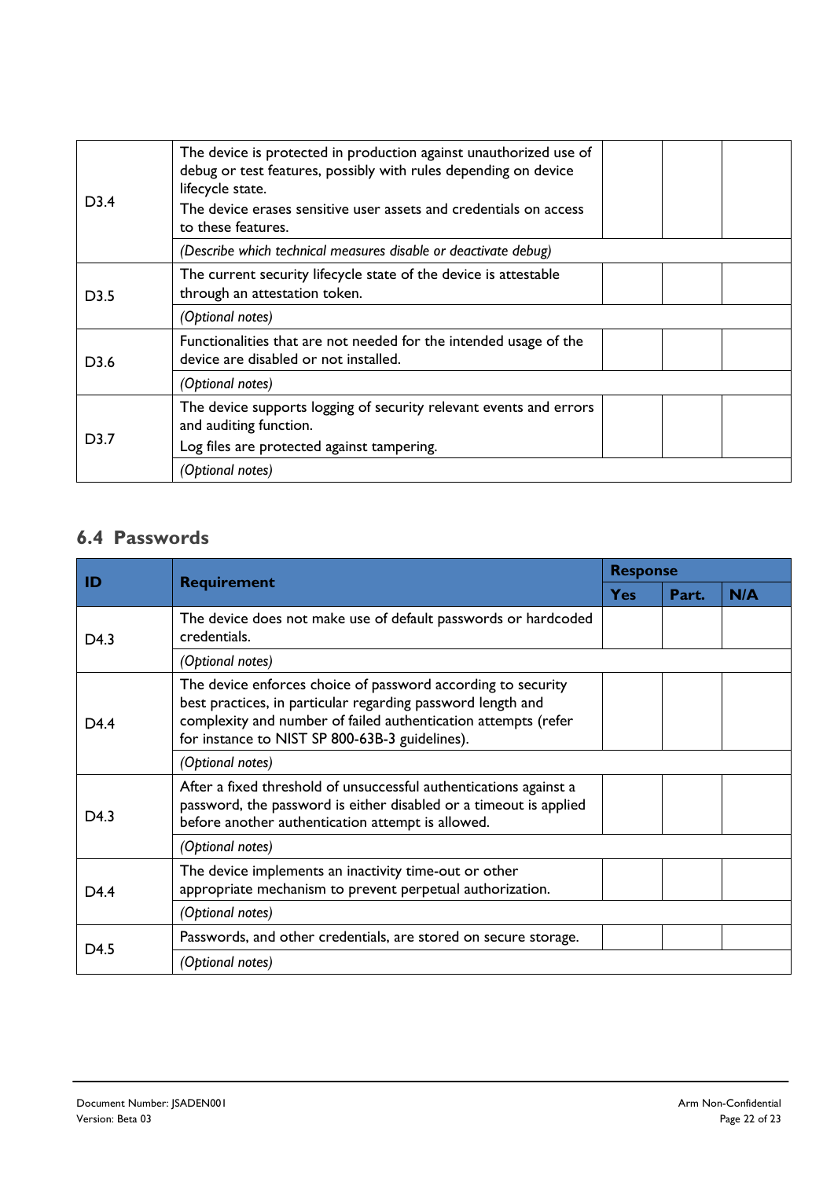| | | | | |
|---|---|---|---|---|
| D3.4 | The device is protected in production against unauthorized use of debug or test features, possibly with rules depending on device lifecycle state.<br>The device erases sensitive user assets and credentials on access to these features. | | | |
| | *(Describe which technical measures disable or deactivate debug)* | | | |
| D3.5 | The current security lifecycle state of the device is attestable through an attestation token. | | | |
| | *(Optional notes)* | | | |
| D3.6 | Functionalities that are not needed for the intended usage of the device are disabled or not installed. | | | |
| | *(Optional notes)* | | | |
| D3.7 | The device supports logging of security relevant events and errors and auditing function.<br>Log files are protected against tampering. | | | |
| | *(Optional notes)* | | | |

## 6.4 Passwords

| ID | Requirement | Response | | |
|---|---|---|---|---|
| | | Yes | Part. | N/A |
| D4.3 | The device does not make use of default passwords or hardcoded credentials. | | | |
| | *(Optional notes)* | | | |
| D4.4 | The device enforces choice of password according to security best practices, in particular regarding password length and complexity and number of failed authentication attempts (refer for instance to NIST SP 800-63B-3 guidelines). | | | |
| | *(Optional notes)* | | | |
| D4.3 | After a fixed threshold of unsuccessful authentications against a password, the password is either disabled or a timeout is applied before another authentication attempt is allowed. | | | |
| | *(Optional notes)* | | | |
| D4.4 | The device implements an inactivity time-out or other appropriate mechanism to prevent perpetual authorization. | | | |
| | *(Optional notes)* | | | |
| D4.5 | Passwords, and other credentials, are stored on secure storage. | | | |
| | *(Optional notes)* | | | |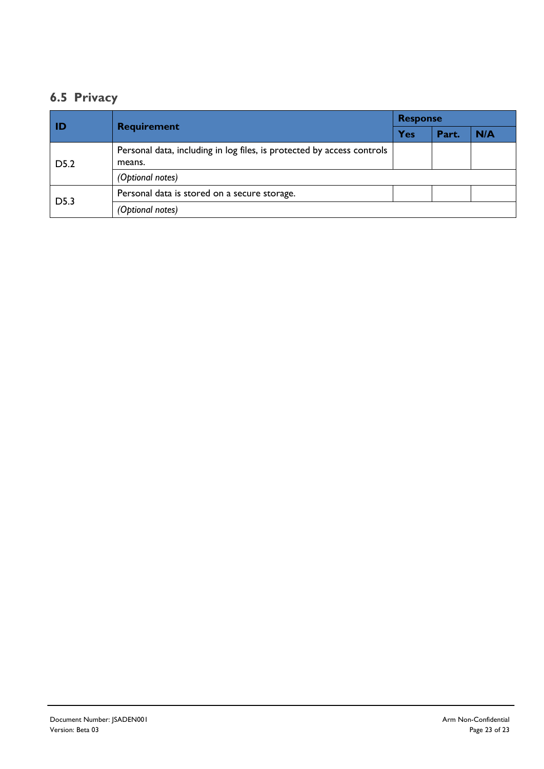## 6.5 Privacy

| ID | Requirement | Response | | |
|---|---|---|---|---|
| | | Yes | Part. | N/A |
| D5.2 | Personal data, including in log files, is protected by access controls means. | | | |
| | *(Optional notes)* | | | |
| D5.3 | Personal data is stored on a secure storage. | | | |
| | *(Optional notes)* | | | |